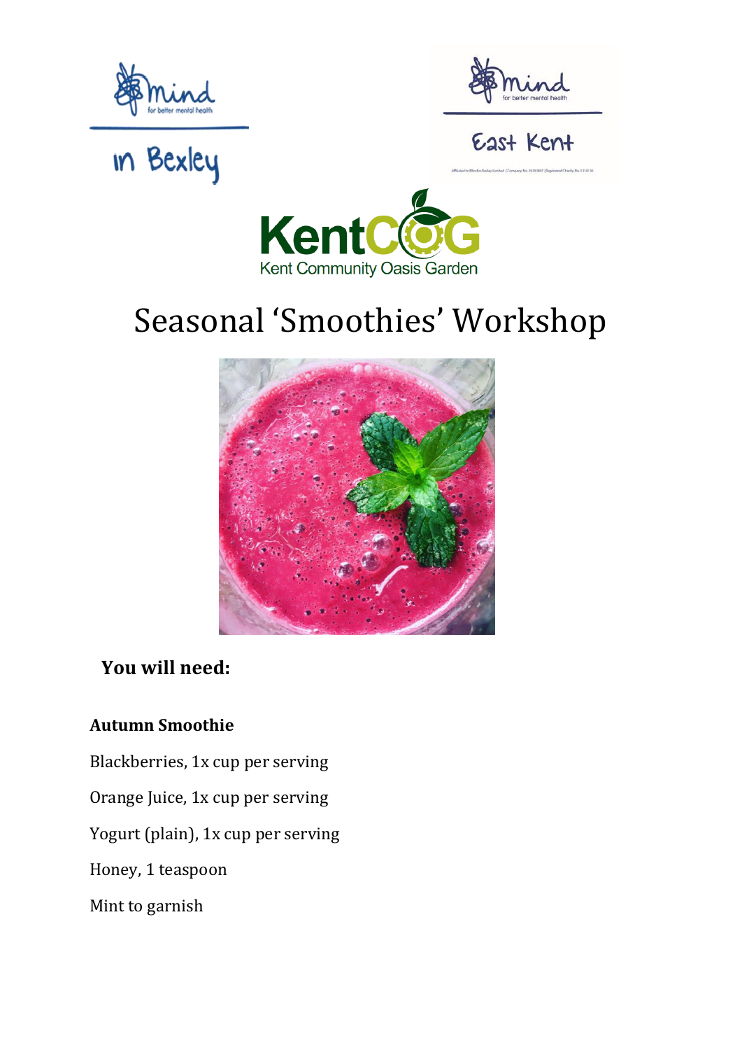# Seasonal 'Smoothies' Workshop

## You will need:

**Autumn Smoothie**

Blackberries, 1x cup per serving

Orange Juice, 1x cup per serving

Yogurt (plain), 1x cup per serving

Honey, 1 teaspoon

Mint to garnish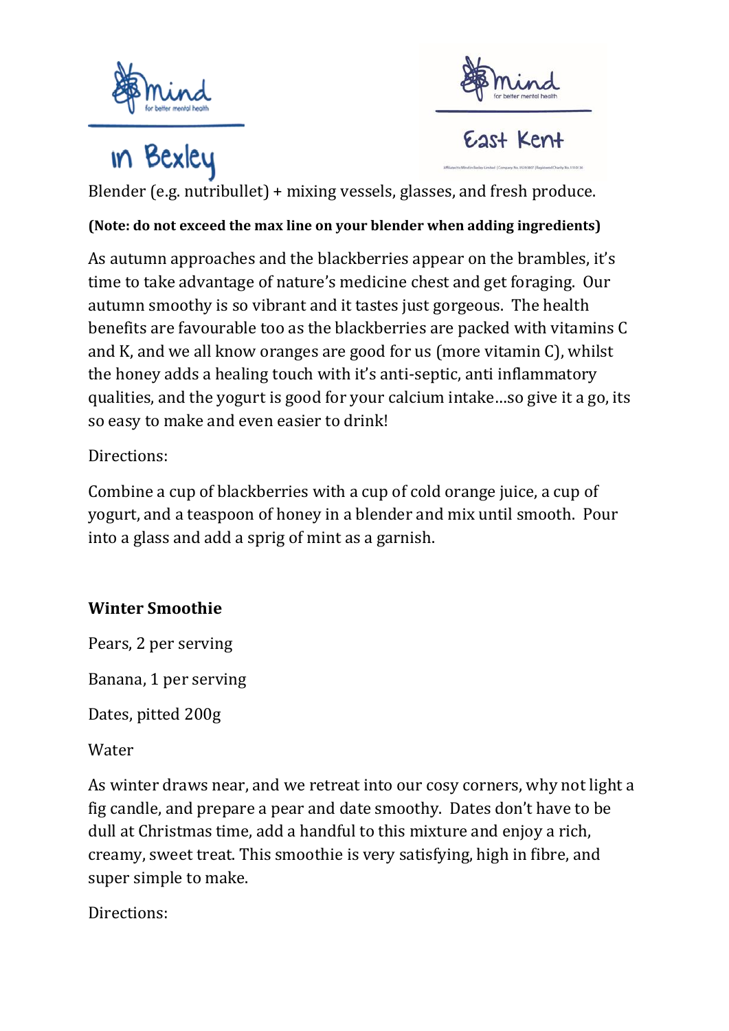Blender (e.g. nutribullet) + mixing vessels, glasses, and fresh produce.

**(Note: do not exceed the max line on your blender when adding ingredients)**

As autumn approaches and the blackberries appear on the brambles, it's time to take advantage of nature's medicine chest and get foraging. Our autumn smoothy is so vibrant and it tastes just gorgeous. The health benefits are favourable too as the blackberries are packed with vitamins C and K, and we all know oranges are good for us (more vitamin C), whilst the honey adds a healing touch with it's anti-septic, anti inflammatory qualities, and the yogurt is good for your calcium intake…so give it a go, its so easy to make and even easier to drink!

Directions:

Combine a cup of blackberries with a cup of cold orange juice, a cup of yogurt, and a teaspoon of honey in a blender and mix until smooth. Pour into a glass and add a sprig of mint as a garnish.

**Winter Smoothie**

Pears, 2 per serving

Banana, 1 per serving

Dates, pitted 200g

Water

As winter draws near, and we retreat into our cosy corners, why not light a fig candle, and prepare a pear and date smoothy. Dates don't have to be dull at Christmas time, add a handful to this mixture and enjoy a rich, creamy, sweet treat. This smoothie is very satisfying, high in fibre, and super simple to make.

Directions: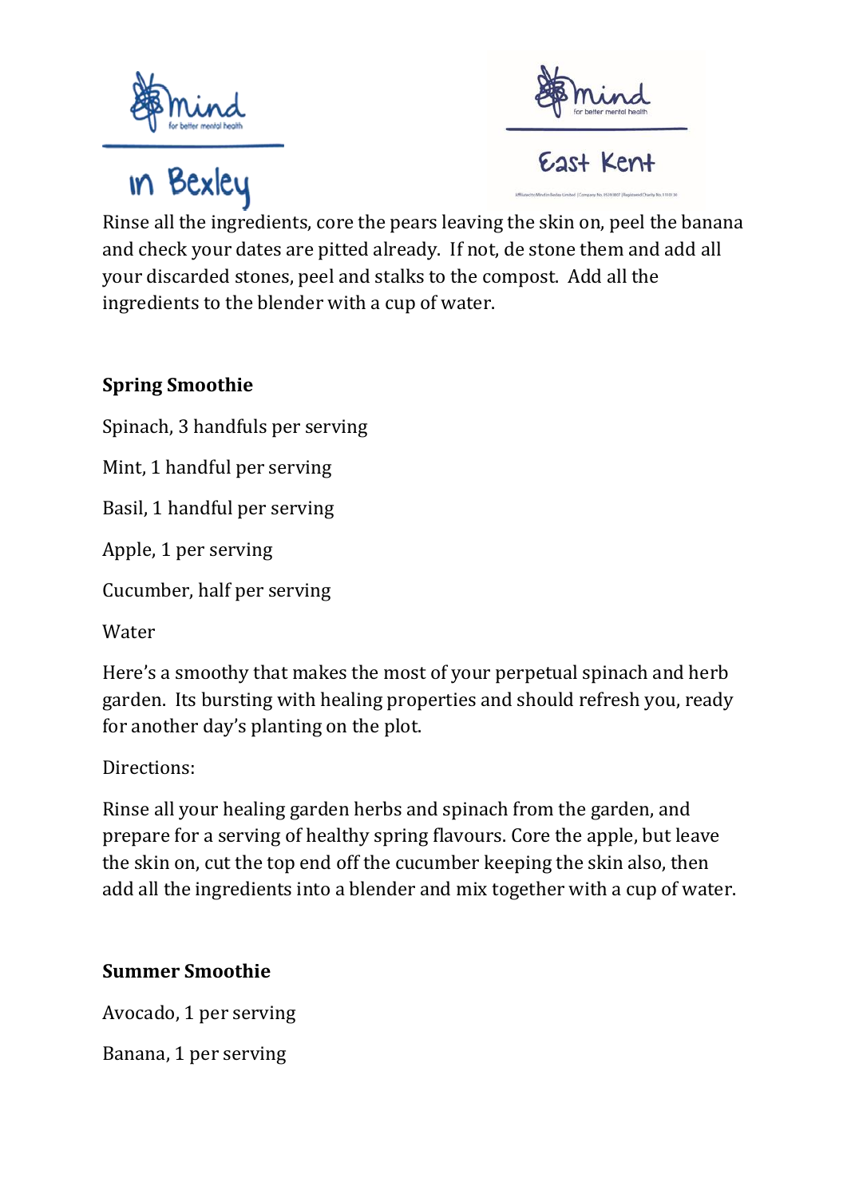Rinse all the ingredients, core the pears leaving the skin on, peel the banana and check your dates are pitted already. If not, de stone them and add all your discarded stones, peel and stalks to the compost. Add all the ingredients to the blender with a cup of water.

**Spring Smoothie**

Spinach, 3 handfuls per serving

Mint, 1 handful per serving

Basil, 1 handful per serving

Apple, 1 per serving

Cucumber, half per serving

Water

Here's a smoothy that makes the most of your perpetual spinach and herb garden. Its bursting with healing properties and should refresh you, ready for another day's planting on the plot.

Directions:

Rinse all your healing garden herbs and spinach from the garden, and prepare for a serving of healthy spring flavours. Core the apple, but leave the skin on, cut the top end off the cucumber keeping the skin also, then add all the ingredients into a blender and mix together with a cup of water.

**Summer Smoothie**

Avocado, 1 per serving

Banana, 1 per serving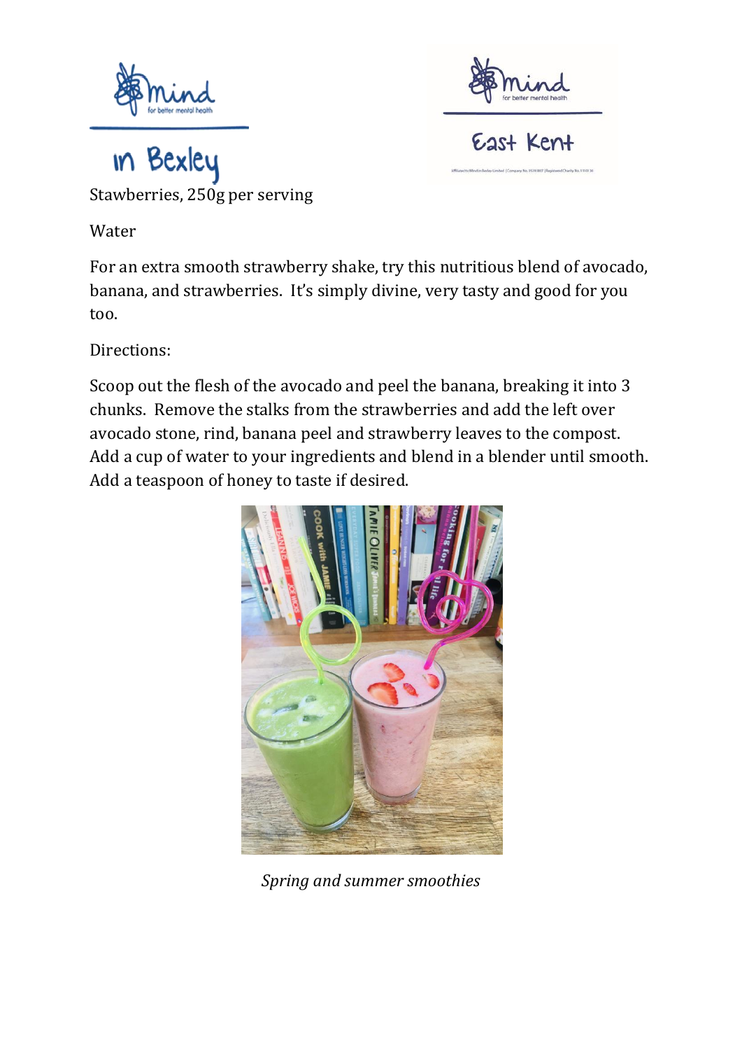Stawberries, 250g per serving

Water

For an extra smooth strawberry shake, try this nutritious blend of avocado, banana, and strawberries. It's simply divine, very tasty and good for you too.

Directions:

Scoop out the flesh of the avocado and peel the banana, breaking it into 3 chunks. Remove the stalks from the strawberries and add the left over avocado stone, rind, banana peel and strawberry leaves to the compost. Add a cup of water to your ingredients and blend in a blender until smooth. Add a teaspoon of honey to taste if desired.

*Spring and summer smoothies*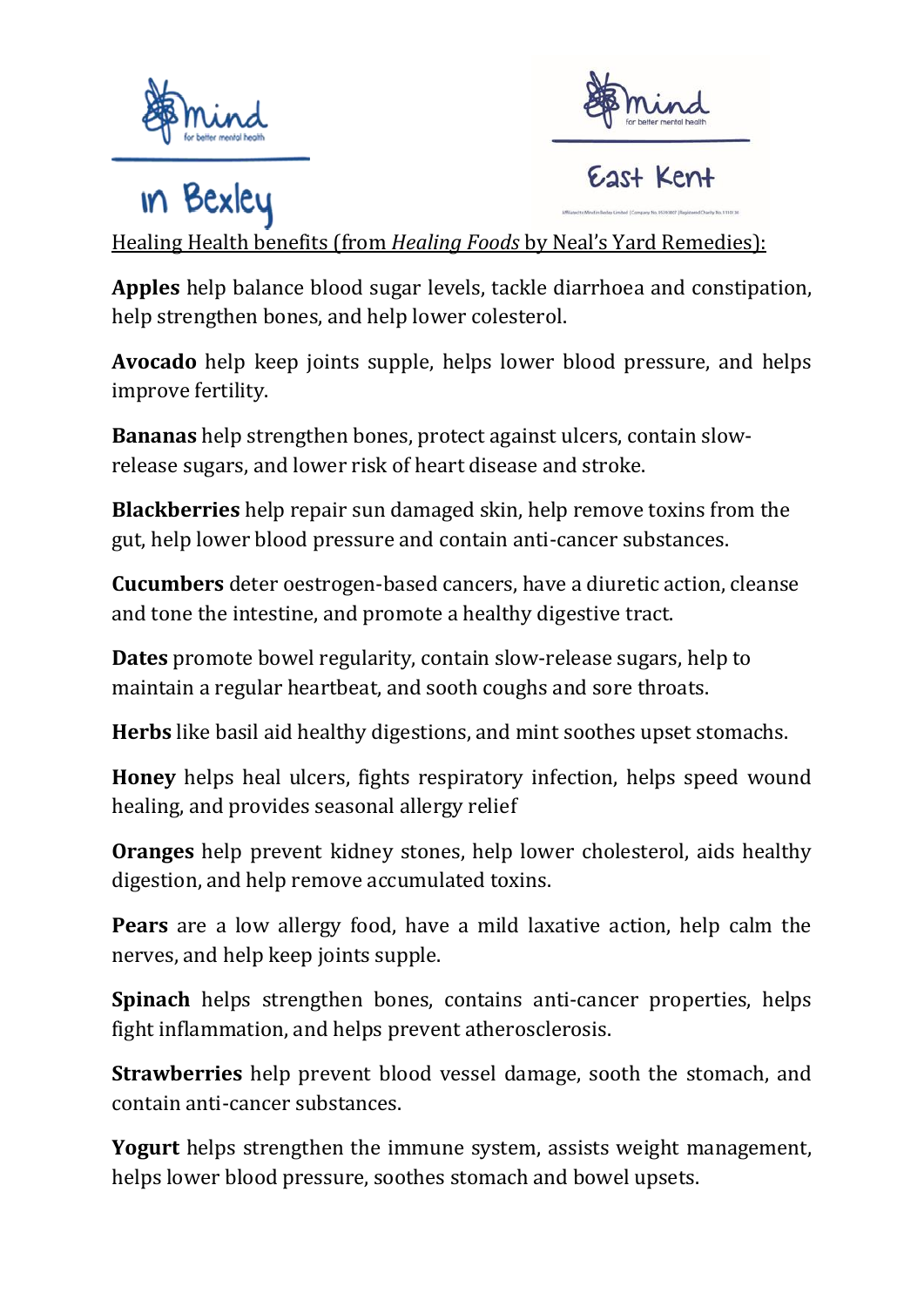Healing Health benefits (from *Healing Foods* by Neal's Yard Remedies):

**Apples** help balance blood sugar levels, tackle diarrhoea and constipation, help strengthen bones, and help lower colesterol.

**Avocado** help keep joints supple, helps lower blood pressure, and helps improve fertility.

**Bananas** help strengthen bones, protect against ulcers, contain slow-release sugars, and lower risk of heart disease and stroke.

**Blackberries** help repair sun damaged skin, help remove toxins from the gut, help lower blood pressure and contain anti-cancer substances.

**Cucumbers** deter oestrogen-based cancers, have a diuretic action, cleanse and tone the intestine, and promote a healthy digestive tract.

**Dates** promote bowel regularity, contain slow-release sugars, help to maintain a regular heartbeat, and sooth coughs and sore throats.

**Herbs** like basil aid healthy digestions, and mint soothes upset stomachs.

**Honey** helps heal ulcers, fights respiratory infection, helps speed wound healing, and provides seasonal allergy relief

**Oranges** help prevent kidney stones, help lower cholesterol, aids healthy digestion, and help remove accumulated toxins.

**Pears** are a low allergy food, have a mild laxative action, help calm the nerves, and help keep joints supple.

**Spinach** helps strengthen bones, contains anti-cancer properties, helps fight inflammation, and helps prevent atherosclerosis.

**Strawberries** help prevent blood vessel damage, sooth the stomach, and contain anti-cancer substances.

**Yogurt** helps strengthen the immune system, assists weight management, helps lower blood pressure, soothes stomach and bowel upsets.